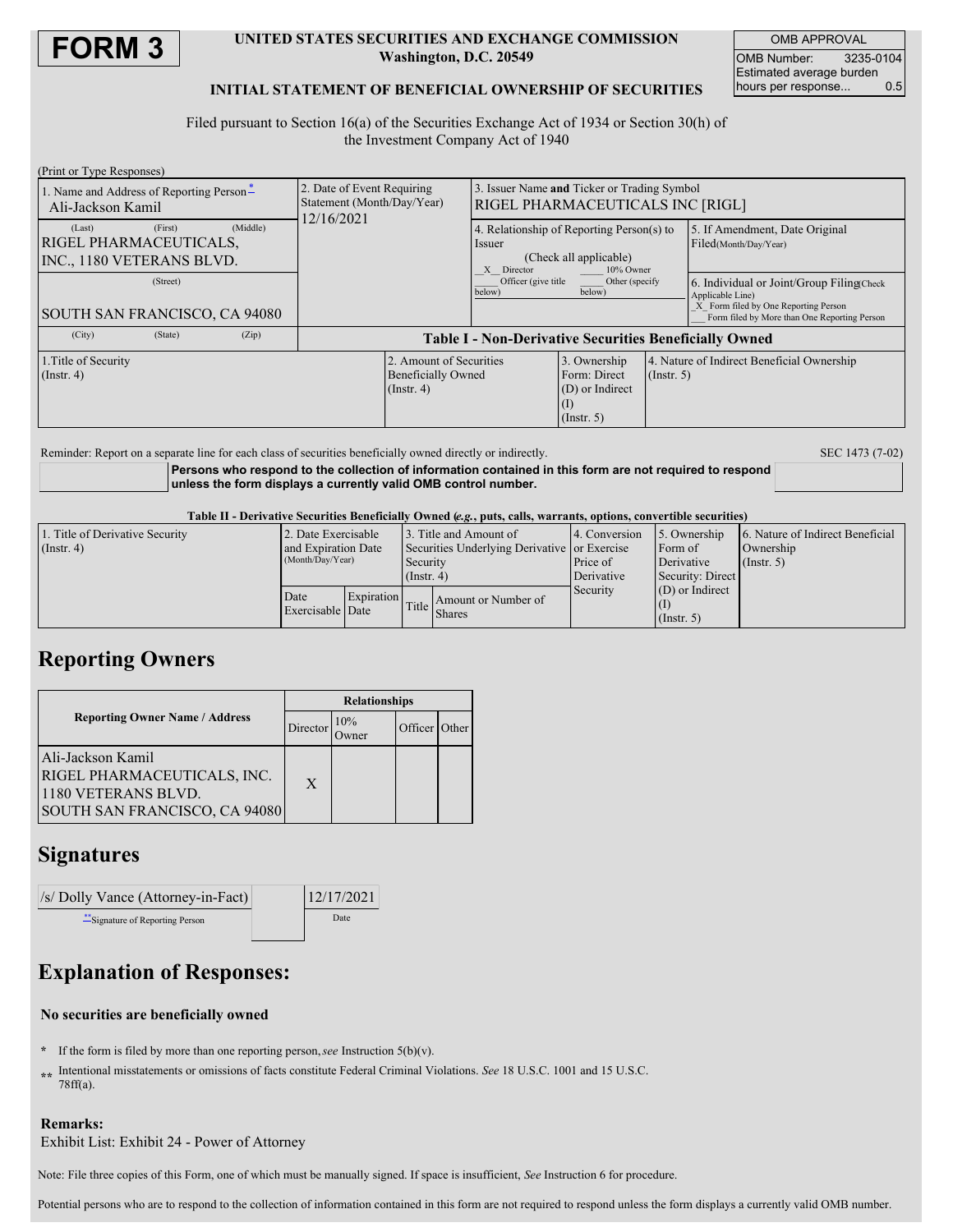# FORM 3

**UNITED STATES SECURITIES AND EXCHANGE COMMISSION**
**Washington, D.C. 20549**

**INITIAL STATEMENT OF BENEFICIAL OWNERSHIP OF SECURITIES**

| OMB APPROVAL | |
|---|---|
| OMB Number: | 3235-0104 |
| Estimated average burden hours per response... | 0.5 |

Filed pursuant to Section 16(a) of the Securities Exchange Act of 1934 or Section 30(h) of the Investment Company Act of 1940

(Print or Type Responses)

| 1. Name and Address of Reporting Person* | 2. Date of Event Requiring Statement (Month/Day/Year) | 3. Issuer Name and Ticker or Trading Symbol |
|---|---|---|
| Ali-Jackson Kamil | 12/16/2021 | RIGEL PHARMACEUTICALS INC [RIGL] |
| (Last) (First) (Middle) RIGEL PHARMACEUTICALS, INC., 1180 VETERANS BLVD. | | 4. Relationship of Reporting Person(s) to Issuer (Check all applicable) _X_ Director ___ 10% Owner ___ Officer (give title below) ___ Other (specify below) |
| (Street) SOUTH SAN FRANCISCO, CA 94080 | | 5. If Amendment, Date Original Filed(Month/Day/Year) |
| (City) (State) (Zip) | | 6. Individual or Joint/Group Filing(Check Applicable Line) _X_ Form filed by One Reporting Person ___ Form filed by More than One Reporting Person |

**Table I - Non-Derivative Securities Beneficially Owned**

| 1.Title of Security (Instr. 4) | 2. Amount of Securities Beneficially Owned (Instr. 4) | 3. Ownership Form: Direct (D) or Indirect (I) (Instr. 5) | 4. Nature of Indirect Beneficial Ownership (Instr. 5) |
|---|---|---|---|

Reminder: Report on a separate line for each class of securities beneficially owned directly or indirectly.

SEC 1473 (7-02)

**Persons who respond to the collection of information contained in this form are not required to respond unless the form displays a currently valid OMB control number.**

**Table II - Derivative Securities Beneficially Owned (e.g., puts, calls, warrants, options, convertible securities)**

| 1. Title of Derivative Security (Instr. 4) | 2. Date Exercisable and Expiration Date (Month/Day/Year) | | 3. Title and Amount of Securities Underlying Derivative Security (Instr. 4) | | 4. Conversion or Exercise Price of Derivative Security | 5. Ownership Form of Derivative Security: Direct (D) or Indirect (I) (Instr. 5) | 6. Nature of Indirect Beneficial Ownership (Instr. 5) |
|---|---|---|---|---|---|---|---|
| | Date Exercisable | Expiration Date | Title | Amount or Number of Shares | | | |

## Reporting Owners

| Reporting Owner Name / Address | Relationships | | | |
|---|---|---|---|---|
| | Director | 10% Owner | Officer | Other |
| Ali-Jackson Kamil RIGEL PHARMACEUTICALS, INC. 1180 VETERANS BLVD. SOUTH SAN FRANCISCO, CA 94080 | X | | | |

## Signatures

| /s/ Dolly Vance (Attorney-in-Fact) | 12/17/2021 |
|---|---|
| **Signature of Reporting Person | Date |

## Explanation of Responses:

**No securities are beneficially owned**

\* If the form is filed by more than one reporting person, *see* Instruction 5(b)(v).

\*\* Intentional misstatements or omissions of facts constitute Federal Criminal Violations. *See* 18 U.S.C. 1001 and 15 U.S.C. 78ff(a).

**Remarks:**
Exhibit List: Exhibit 24 - Power of Attorney

Note: File three copies of this Form, one of which must be manually signed. If space is insufficient, *See* Instruction 6 for procedure.

Potential persons who are to respond to the collection of information contained in this form are not required to respond unless the form displays a currently valid OMB number.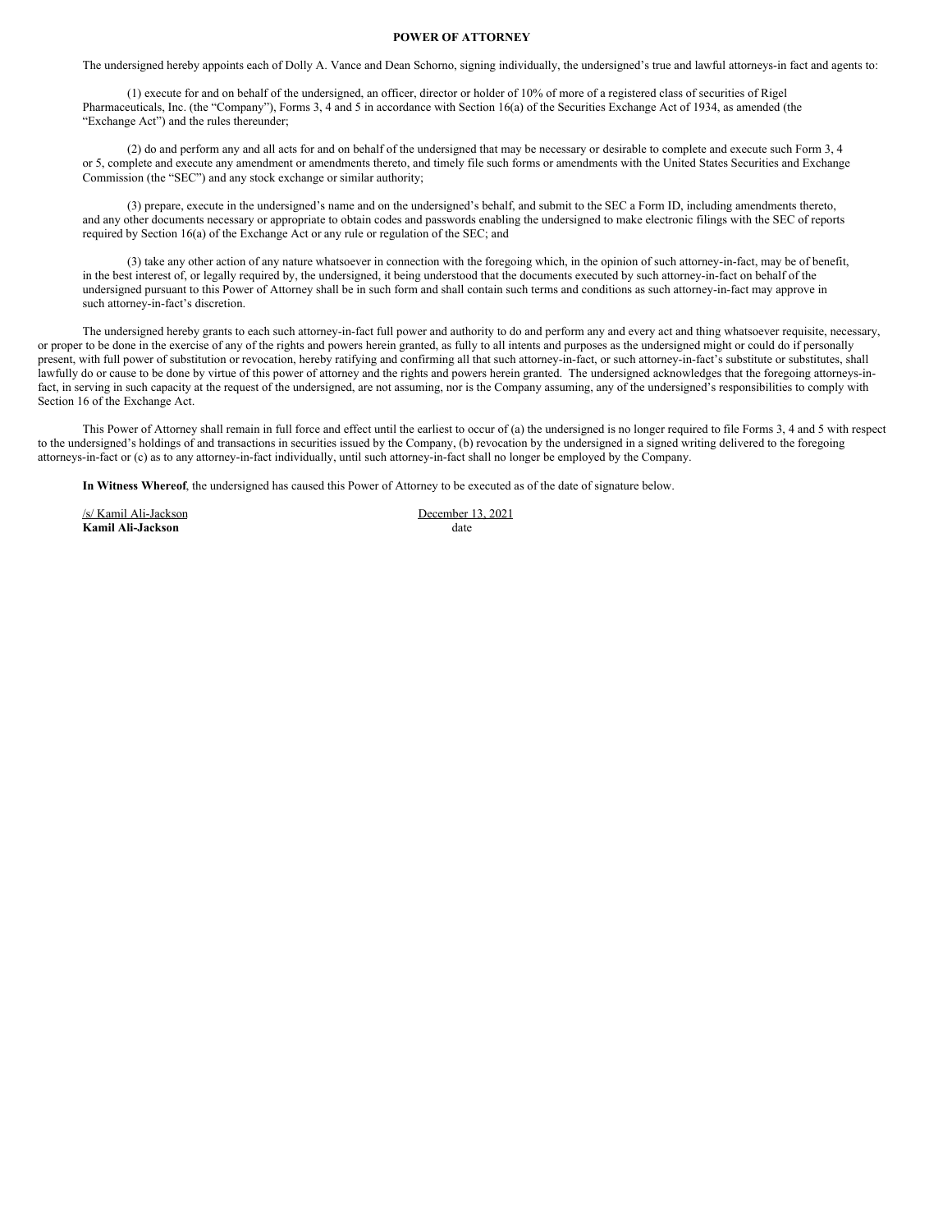# POWER OF ATTORNEY

The undersigned hereby appoints each of Dolly A. Vance and Dean Schorno, signing individually, the undersigned's true and lawful attorneys-in fact and agents to:

(1) execute for and on behalf of the undersigned, an officer, director or holder of 10% of more of a registered class of securities of Rigel Pharmaceuticals, Inc. (the "Company"), Forms 3, 4 and 5 in accordance with Section 16(a) of the Securities Exchange Act of 1934, as amended (the "Exchange Act") and the rules thereunder;

(2) do and perform any and all acts for and on behalf of the undersigned that may be necessary or desirable to complete and execute such Form 3, 4 or 5, complete and execute any amendment or amendments thereto, and timely file such forms or amendments with the United States Securities and Exchange Commission (the "SEC") and any stock exchange or similar authority;

(3) prepare, execute in the undersigned's name and on the undersigned's behalf, and submit to the SEC a Form ID, including amendments thereto, and any other documents necessary or appropriate to obtain codes and passwords enabling the undersigned to make electronic filings with the SEC of reports required by Section 16(a) of the Exchange Act or any rule or regulation of the SEC; and

(3) take any other action of any nature whatsoever in connection with the foregoing which, in the opinion of such attorney-in-fact, may be of benefit, in the best interest of, or legally required by, the undersigned, it being understood that the documents executed by such attorney-in-fact on behalf of the undersigned pursuant to this Power of Attorney shall be in such form and shall contain such terms and conditions as such attorney-in-fact may approve in such attorney-in-fact's discretion.

The undersigned hereby grants to each such attorney-in-fact full power and authority to do and perform any and every act and thing whatsoever requisite, necessary, or proper to be done in the exercise of any of the rights and powers herein granted, as fully to all intents and purposes as the undersigned might or could do if personally present, with full power of substitution or revocation, hereby ratifying and confirming all that such attorney-in-fact, or such attorney-in-fact's substitute or substitutes, shall lawfully do or cause to be done by virtue of this power of attorney and the rights and powers herein granted. The undersigned acknowledges that the foregoing attorneys-in-fact, in serving in such capacity at the request of the undersigned, are not assuming, nor is the Company assuming, any of the undersigned's responsibilities to comply with Section 16 of the Exchange Act.

This Power of Attorney shall remain in full force and effect until the earliest to occur of (a) the undersigned is no longer required to file Forms 3, 4 and 5 with respect to the undersigned's holdings of and transactions in securities issued by the Company, (b) revocation by the undersigned in a signed writing delivered to the foregoing attorneys-in-fact or (c) as to any attorney-in-fact individually, until such attorney-in-fact shall no longer be employed by the Company.

**In Witness Whereof**, the undersigned has caused this Power of Attorney to be executed as of the date of signature below.

/s/ Kamil Ali-Jackson
**Kamil Ali-Jackson**

December 13, 2021
date